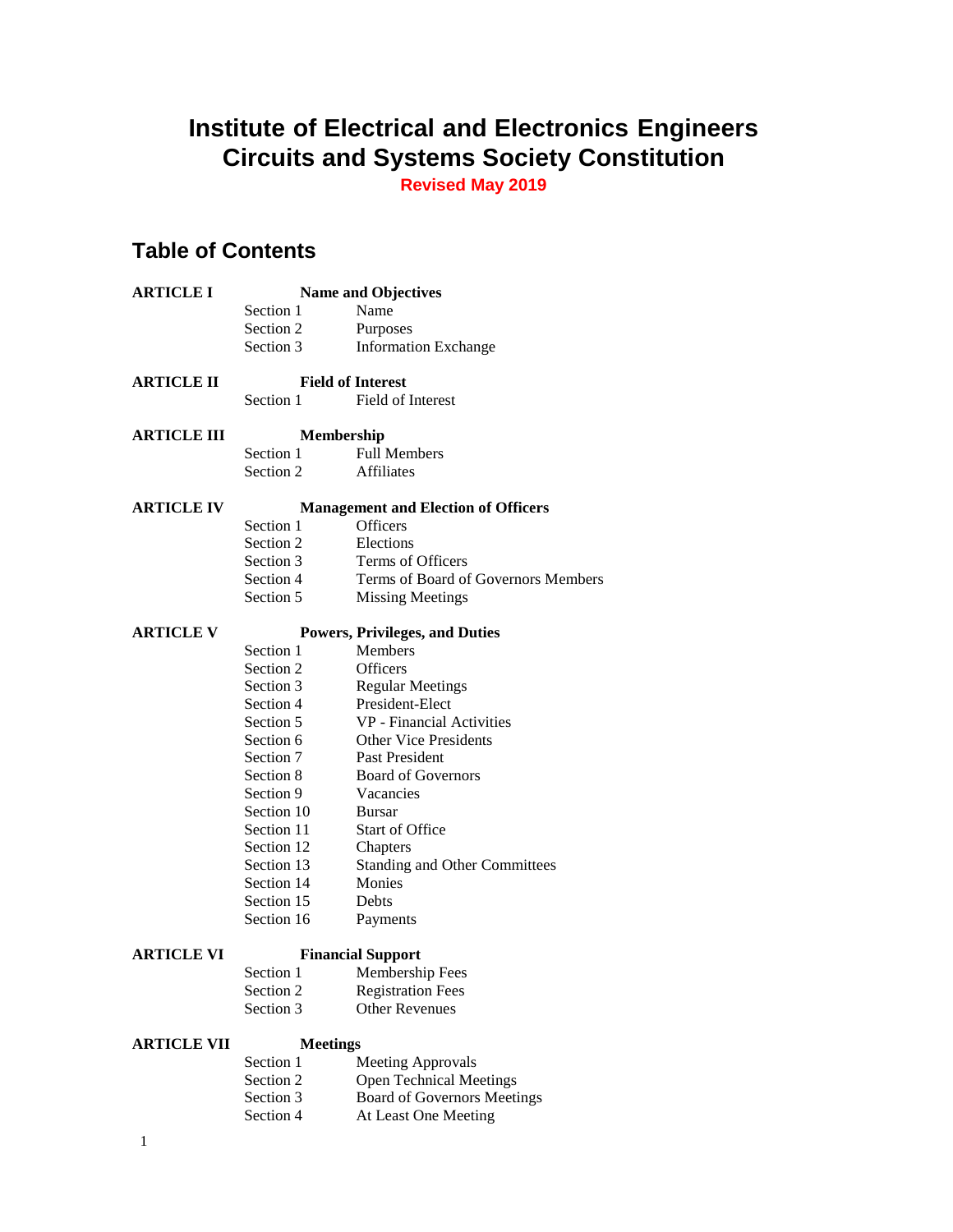# Institute of Electrical and Electronics Engineers Circuits and Systems Society Constitution

**Revised May 2019**

## Table of Contents

| | | |
|---|---|---|
| **ARTICLE I** | **Name and Objectives** | |
| | Section 1 | Name |
| | Section 2 | Purposes |
| | Section 3 | Information Exchange |
| **ARTICLE II** | **Field of Interest** | |
| | Section 1 | Field of Interest |
| **ARTICLE III** | **Membership** | |
| | Section 1 | Full Members |
| | Section 2 | Affiliates |
| **ARTICLE IV** | **Management and Election of Officers** | |
| | Section 1 | Officers |
| | Section 2 | Elections |
| | Section 3 | Terms of Officers |
| | Section 4 | Terms of Board of Governors Members |
| | Section 5 | Missing Meetings |
| **ARTICLE V** | **Powers, Privileges, and Duties** | |
| | Section 1 | Members |
| | Section 2 | Officers |
| | Section 3 | Regular Meetings |
| | Section 4 | President-Elect |
| | Section 5 | VP - Financial Activities |
| | Section 6 | Other Vice Presidents |
| | Section 7 | Past President |
| | Section 8 | Board of Governors |
| | Section 9 | Vacancies |
| | Section 10 | Bursar |
| | Section 11 | Start of Office |
| | Section 12 | Chapters |
| | Section 13 | Standing and Other Committees |
| | Section 14 | Monies |
| | Section 15 | Debts |
| | Section 16 | Payments |
| **ARTICLE VI** | **Financial Support** | |
| | Section 1 | Membership Fees |
| | Section 2 | Registration Fees |
| | Section 3 | Other Revenues |
| **ARTICLE VII** | **Meetings** | |
| | Section 1 | Meeting Approvals |
| | Section 2 | Open Technical Meetings |
| | Section 3 | Board of Governors Meetings |
| | Section 4 | At Least One Meeting |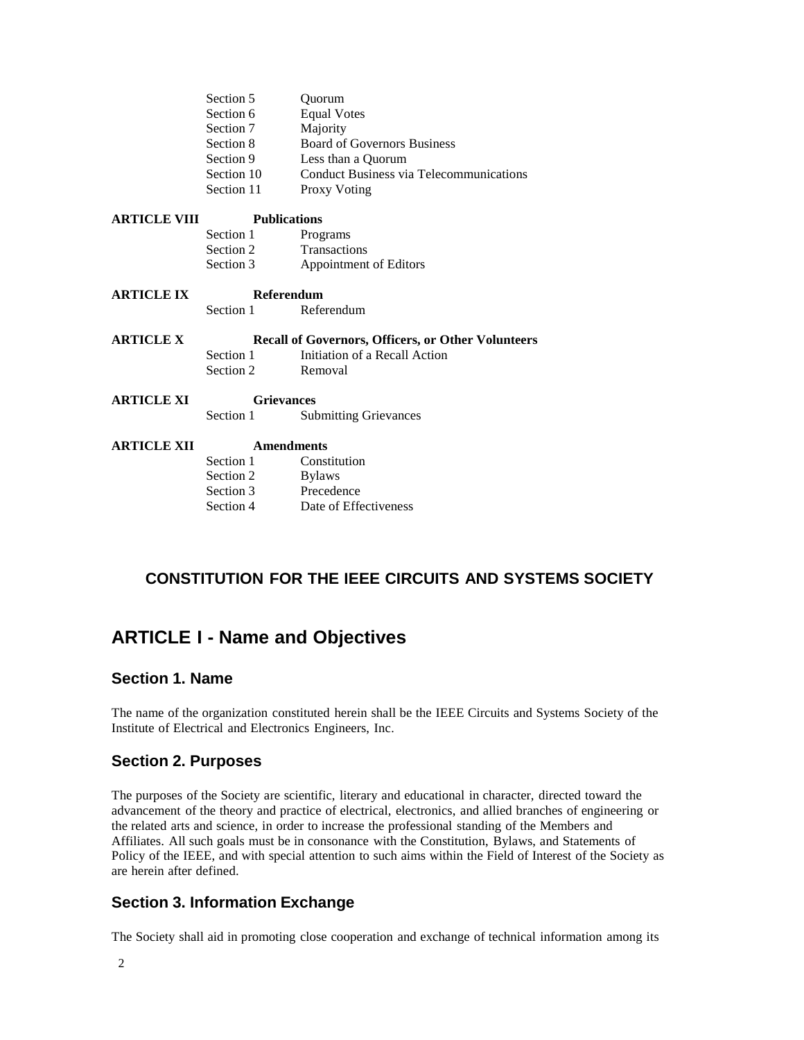| | | |
|---|---|---|
| | Section 5 | Quorum |
| | Section 6 | Equal Votes |
| | Section 7 | Majority |
| | Section 8 | Board of Governors Business |
| | Section 9 | Less than a Quorum |
| | Section 10 | Conduct Business via Telecommunications |
| | Section 11 | Proxy Voting |
| **ARTICLE VIII** | **Publications** | |
| | Section 1 | Programs |
| | Section 2 | Transactions |
| | Section 3 | Appointment of Editors |
| **ARTICLE IX** | **Referendum** | |
| | Section 1 | Referendum |
| **ARTICLE X** | **Recall of Governors, Officers, or Other Volunteers** | |
| | Section 1 | Initiation of a Recall Action |
| | Section 2 | Removal |
| **ARTICLE XI** | **Grievances** | |
| | Section 1 | Submitting Grievances |
| **ARTICLE XII** | **Amendments** | |
| | Section 1 | Constitution |
| | Section 2 | Bylaws |
| | Section 3 | Precedence |
| | Section 4 | Date of Effectiveness |

# CONSTITUTION FOR THE IEEE CIRCUITS AND SYSTEMS SOCIETY

## ARTICLE I - Name and Objectives

### Section 1. Name

The name of the organization constituted herein shall be the IEEE Circuits and Systems Society of the Institute of Electrical and Electronics Engineers, Inc.

### Section 2. Purposes

The purposes of the Society are scientific, literary and educational in character, directed toward the advancement of the theory and practice of electrical, electronics, and allied branches of engineering or the related arts and science, in order to increase the professional standing of the Members and Affiliates. All such goals must be in consonance with the Constitution, Bylaws, and Statements of Policy of the IEEE, and with special attention to such aims within the Field of Interest of the Society as are herein after defined.

### Section 3. Information Exchange

The Society shall aid in promoting close cooperation and exchange of technical information among its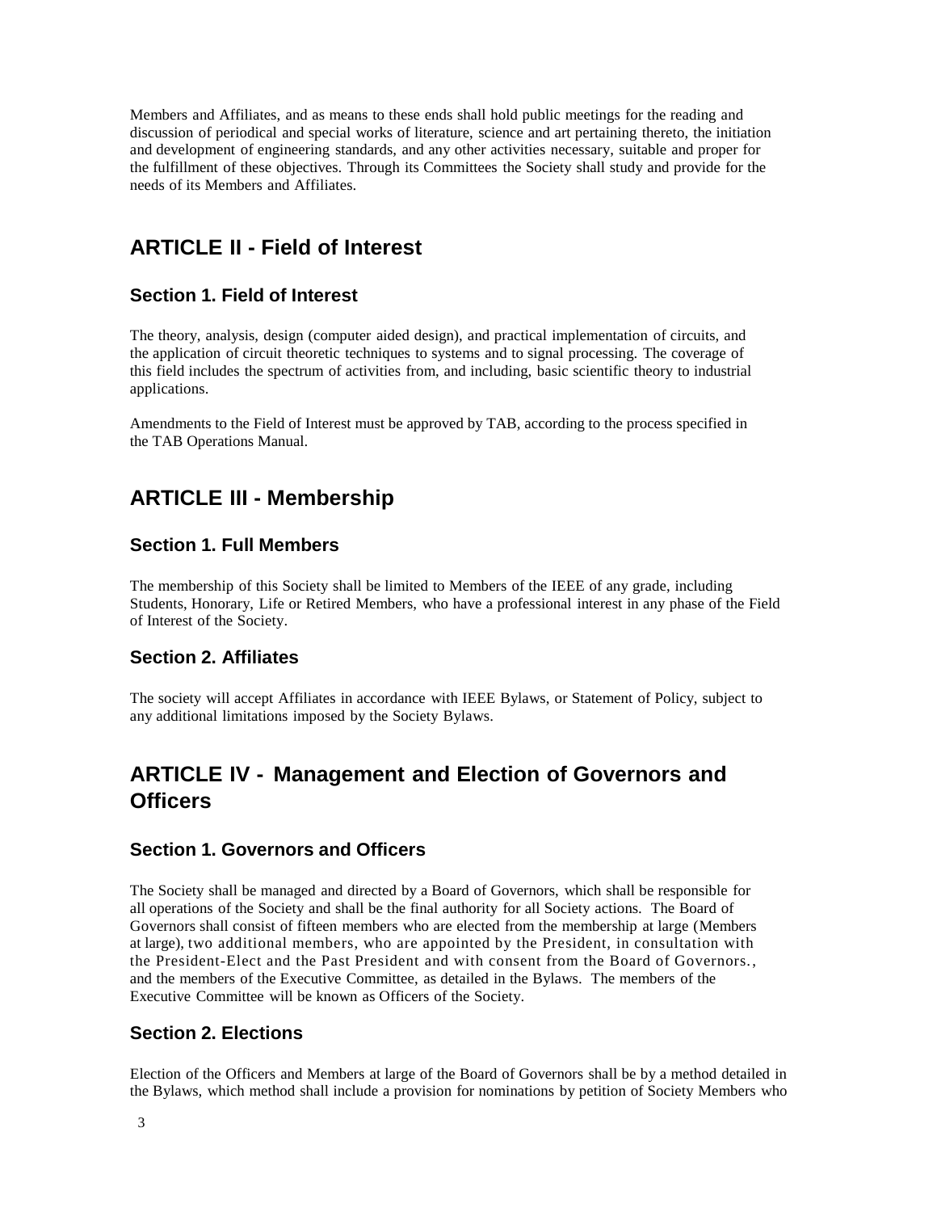Members and Affiliates, and as means to these ends shall hold public meetings for the reading and discussion of periodical and special works of literature, science and art pertaining thereto, the initiation and development of engineering standards, and any other activities necessary, suitable and proper for the fulfillment of these objectives. Through its Committees the Society shall study and provide for the needs of its Members and Affiliates.

## ARTICLE II - Field of Interest

### Section 1. Field of Interest

The theory, analysis, design (computer aided design), and practical implementation of circuits, and the application of circuit theoretic techniques to systems and to signal processing. The coverage of this field includes the spectrum of activities from, and including, basic scientific theory to industrial applications.

Amendments to the Field of Interest must be approved by TAB, according to the process specified in the TAB Operations Manual.

## ARTICLE III - Membership

### Section 1. Full Members

The membership of this Society shall be limited to Members of the IEEE of any grade, including Students, Honorary, Life or Retired Members, who have a professional interest in any phase of the Field of Interest of the Society.

### Section 2. Affiliates

The society will accept Affiliates in accordance with IEEE Bylaws, or Statement of Policy, subject to any additional limitations imposed by the Society Bylaws.

## ARTICLE IV - Management and Election of Governors and Officers

### Section 1. Governors and Officers

The Society shall be managed and directed by a Board of Governors, which shall be responsible for all operations of the Society and shall be the final authority for all Society actions. The Board of Governors shall consist of fifteen members who are elected from the membership at large (Members at large), two additional members, who are appointed by the President, in consultation with the President-Elect and the Past President and with consent from the Board of Governors., and the members of the Executive Committee, as detailed in the Bylaws. The members of the Executive Committee will be known as Officers of the Society.

### Section 2. Elections

Election of the Officers and Members at large of the Board of Governors shall be by a method detailed in the Bylaws, which method shall include a provision for nominations by petition of Society Members who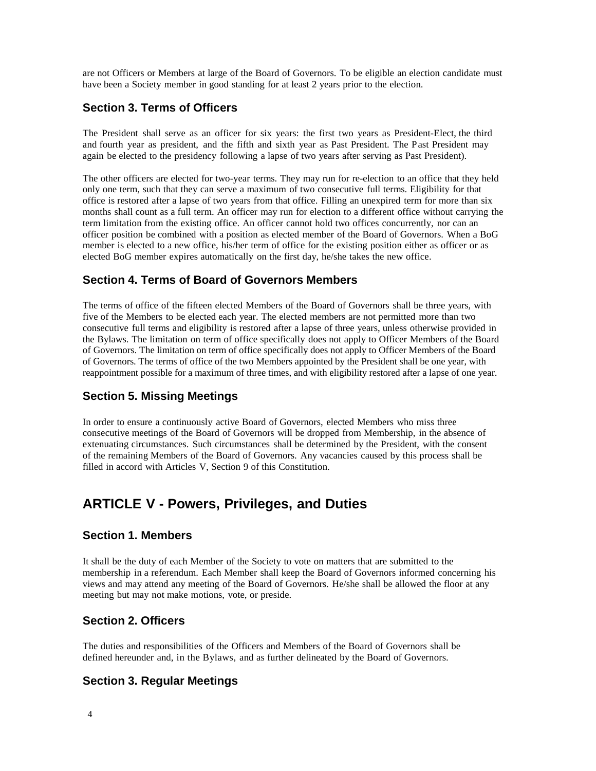are not Officers or Members at large of the Board of Governors. To be eligible an election candidate must have been a Society member in good standing for at least 2 years prior to the election.

### Section 3. Terms of Officers

The President shall serve as an officer for six years: the first two years as President-Elect, the third and fourth year as president, and the fifth and sixth year as Past President. The Past President may again be elected to the presidency following a lapse of two years after serving as Past President).

The other officers are elected for two-year terms. They may run for re-election to an office that they held only one term, such that they can serve a maximum of two consecutive full terms. Eligibility for that office is restored after a lapse of two years from that office. Filling an unexpired term for more than six months shall count as a full term. An officer may run for election to a different office without carrying the term limitation from the existing office. An officer cannot hold two offices concurrently, nor can an officer position be combined with a position as elected member of the Board of Governors. When a BoG member is elected to a new office, his/her term of office for the existing position either as officer or as elected BoG member expires automatically on the first day, he/she takes the new office.

### Section 4. Terms of Board of Governors Members

The terms of office of the fifteen elected Members of the Board of Governors shall be three years, with five of the Members to be elected each year. The elected members are not permitted more than two consecutive full terms and eligibility is restored after a lapse of three years, unless otherwise provided in the Bylaws. The limitation on term of office specifically does not apply to Officer Members of the Board of Governors. The limitation on term of office specifically does not apply to Officer Members of the Board of Governors. The terms of office of the two Members appointed by the President shall be one year, with reappointment possible for a maximum of three times, and with eligibility restored after a lapse of one year.

### Section 5. Missing Meetings

In order to ensure a continuously active Board of Governors, elected Members who miss three consecutive meetings of the Board of Governors will be dropped from Membership, in the absence of extenuating circumstances. Such circumstances shall be determined by the President, with the consent of the remaining Members of the Board of Governors. Any vacancies caused by this process shall be filled in accord with Articles V, Section 9 of this Constitution.

## ARTICLE V - Powers, Privileges, and Duties

### Section 1. Members

It shall be the duty of each Member of the Society to vote on matters that are submitted to the membership in a referendum. Each Member shall keep the Board of Governors informed concerning his views and may attend any meeting of the Board of Governors. He/she shall be allowed the floor at any meeting but may not make motions, vote, or preside.

### Section 2. Officers

The duties and responsibilities of the Officers and Members of the Board of Governors shall be defined hereunder and, in the Bylaws, and as further delineated by the Board of Governors.

### Section 3. Regular Meetings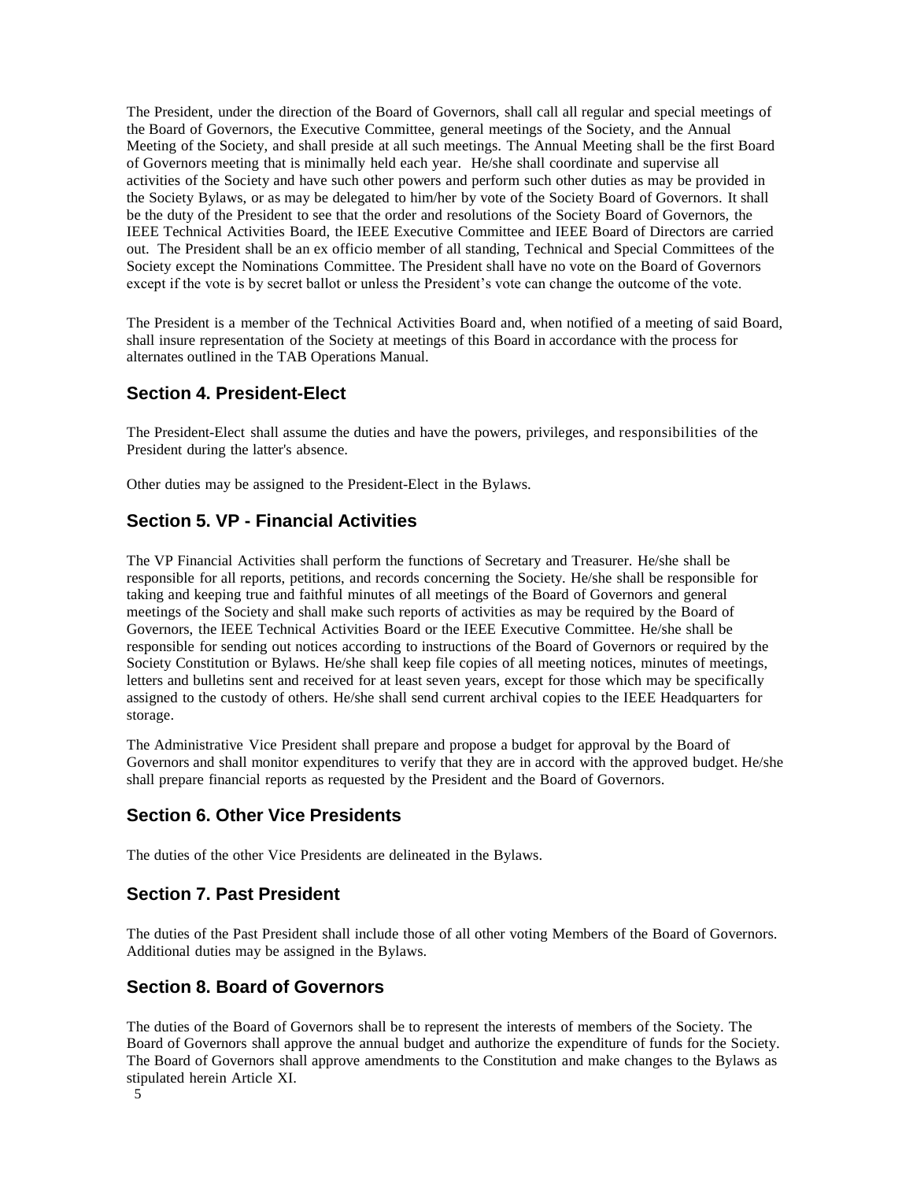The President, under the direction of the Board of Governors, shall call all regular and special meetings of the Board of Governors, the Executive Committee, general meetings of the Society, and the Annual Meeting of the Society, and shall preside at all such meetings. The Annual Meeting shall be the first Board of Governors meeting that is minimally held each year. He/she shall coordinate and supervise all activities of the Society and have such other powers and perform such other duties as may be provided in the Society Bylaws, or as may be delegated to him/her by vote of the Society Board of Governors. It shall be the duty of the President to see that the order and resolutions of the Society Board of Governors, the IEEE Technical Activities Board, the IEEE Executive Committee and IEEE Board of Directors are carried out. The President shall be an ex officio member of all standing, Technical and Special Committees of the Society except the Nominations Committee. The President shall have no vote on the Board of Governors except if the vote is by secret ballot or unless the President's vote can change the outcome of the vote.

The President is a member of the Technical Activities Board and, when notified of a meeting of said Board, shall insure representation of the Society at meetings of this Board in accordance with the process for alternates outlined in the TAB Operations Manual.

## Section 4. President-Elect

The President-Elect shall assume the duties and have the powers, privileges, and responsibilities of the President during the latter's absence.

Other duties may be assigned to the President-Elect in the Bylaws.

## Section 5. VP - Financial Activities

The VP Financial Activities shall perform the functions of Secretary and Treasurer. He/she shall be responsible for all reports, petitions, and records concerning the Society. He/she shall be responsible for taking and keeping true and faithful minutes of all meetings of the Board of Governors and general meetings of the Society and shall make such reports of activities as may be required by the Board of Governors, the IEEE Technical Activities Board or the IEEE Executive Committee. He/she shall be responsible for sending out notices according to instructions of the Board of Governors or required by the Society Constitution or Bylaws. He/she shall keep file copies of all meeting notices, minutes of meetings, letters and bulletins sent and received for at least seven years, except for those which may be specifically assigned to the custody of others. He/she shall send current archival copies to the IEEE Headquarters for storage.

The Administrative Vice President shall prepare and propose a budget for approval by the Board of Governors and shall monitor expenditures to verify that they are in accord with the approved budget. He/she shall prepare financial reports as requested by the President and the Board of Governors.

## Section 6. Other Vice Presidents

The duties of the other Vice Presidents are delineated in the Bylaws.

## Section 7. Past President

The duties of the Past President shall include those of all other voting Members of the Board of Governors. Additional duties may be assigned in the Bylaws.

## Section 8. Board of Governors

The duties of the Board of Governors shall be to represent the interests of members of the Society. The Board of Governors shall approve the annual budget and authorize the expenditure of funds for the Society. The Board of Governors shall approve amendments to the Constitution and make changes to the Bylaws as stipulated herein Article XI.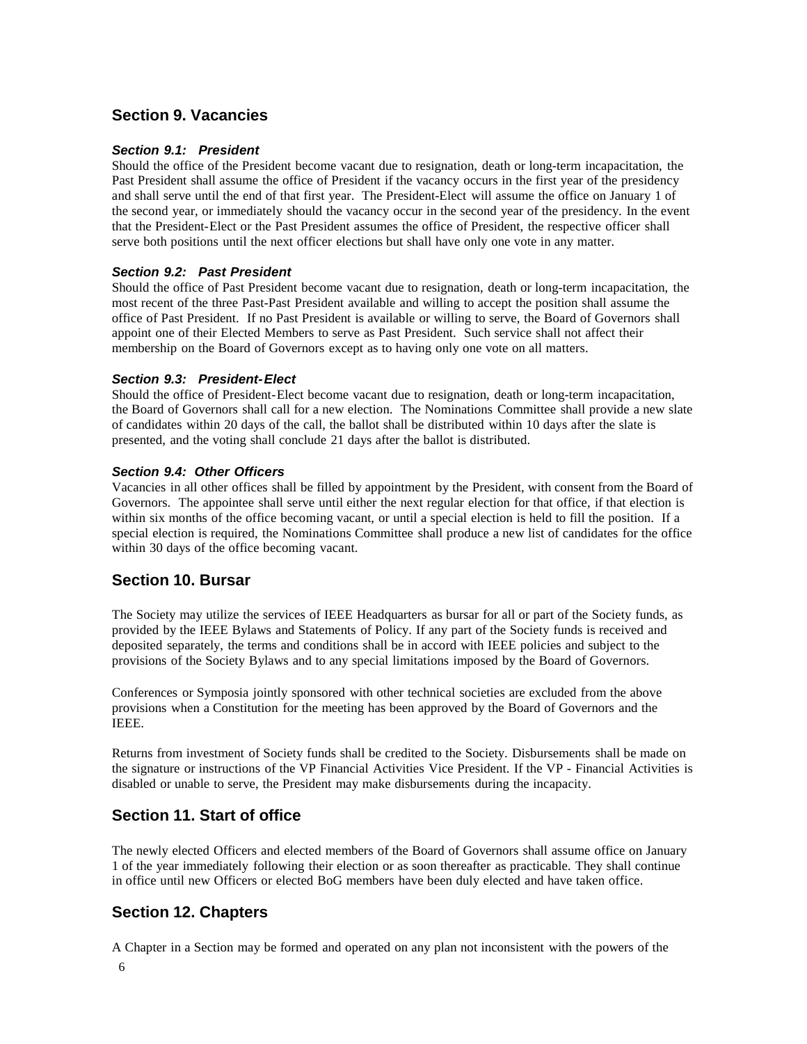## Section 9. Vacancies

### *Section 9.1: President*

Should the office of the President become vacant due to resignation, death or long-term incapacitation, the Past President shall assume the office of President if the vacancy occurs in the first year of the presidency and shall serve until the end of that first year. The President-Elect will assume the office on January 1 of the second year, or immediately should the vacancy occur in the second year of the presidency. In the event that the President-Elect or the Past President assumes the office of President, the respective officer shall serve both positions until the next officer elections but shall have only one vote in any matter.

### *Section 9.2: Past President*

Should the office of Past President become vacant due to resignation, death or long-term incapacitation, the most recent of the three Past-Past President available and willing to accept the position shall assume the office of Past President. If no Past President is available or willing to serve, the Board of Governors shall appoint one of their Elected Members to serve as Past President. Such service shall not affect their membership on the Board of Governors except as to having only one vote on all matters.

### *Section 9.3: President-Elect*

Should the office of President-Elect become vacant due to resignation, death or long-term incapacitation, the Board of Governors shall call for a new election. The Nominations Committee shall provide a new slate of candidates within 20 days of the call, the ballot shall be distributed within 10 days after the slate is presented, and the voting shall conclude 21 days after the ballot is distributed.

### *Section 9.4: Other Officers*

Vacancies in all other offices shall be filled by appointment by the President, with consent from the Board of Governors. The appointee shall serve until either the next regular election for that office, if that election is within six months of the office becoming vacant, or until a special election is held to fill the position. If a special election is required, the Nominations Committee shall produce a new list of candidates for the office within 30 days of the office becoming vacant.

## Section 10. Bursar

The Society may utilize the services of IEEE Headquarters as bursar for all or part of the Society funds, as provided by the IEEE Bylaws and Statements of Policy. If any part of the Society funds is received and deposited separately, the terms and conditions shall be in accord with IEEE policies and subject to the provisions of the Society Bylaws and to any special limitations imposed by the Board of Governors.

Conferences or Symposia jointly sponsored with other technical societies are excluded from the above provisions when a Constitution for the meeting has been approved by the Board of Governors and the IEEE.

Returns from investment of Society funds shall be credited to the Society. Disbursements shall be made on the signature or instructions of the VP Financial Activities Vice President. If the VP - Financial Activities is disabled or unable to serve, the President may make disbursements during the incapacity.

## Section 11. Start of office

The newly elected Officers and elected members of the Board of Governors shall assume office on January 1 of the year immediately following their election or as soon thereafter as practicable. They shall continue in office until new Officers or elected BoG members have been duly elected and have taken office.

## Section 12. Chapters

A Chapter in a Section may be formed and operated on any plan not inconsistent with the powers of the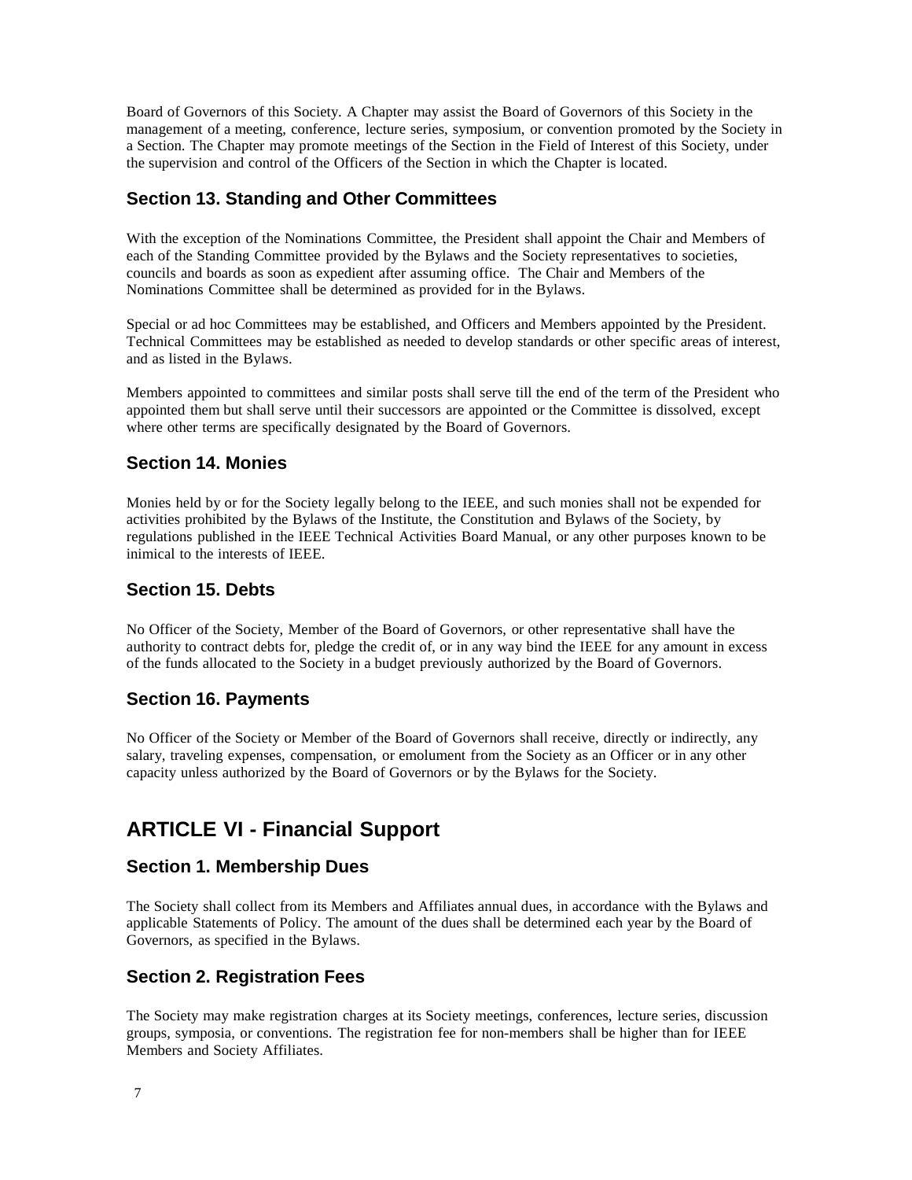Board of Governors of this Society. A Chapter may assist the Board of Governors of this Society in the management of a meeting, conference, lecture series, symposium, or convention promoted by the Society in a Section. The Chapter may promote meetings of the Section in the Field of Interest of this Society, under the supervision and control of the Officers of the Section in which the Chapter is located.

### Section 13. Standing and Other Committees

With the exception of the Nominations Committee, the President shall appoint the Chair and Members of each of the Standing Committee provided by the Bylaws and the Society representatives to societies, councils and boards as soon as expedient after assuming office. The Chair and Members of the Nominations Committee shall be determined as provided for in the Bylaws.

Special or ad hoc Committees may be established, and Officers and Members appointed by the President. Technical Committees may be established as needed to develop standards or other specific areas of interest, and as listed in the Bylaws.

Members appointed to committees and similar posts shall serve till the end of the term of the President who appointed them but shall serve until their successors are appointed or the Committee is dissolved, except where other terms are specifically designated by the Board of Governors.

### Section 14. Monies

Monies held by or for the Society legally belong to the IEEE, and such monies shall not be expended for activities prohibited by the Bylaws of the Institute, the Constitution and Bylaws of the Society, by regulations published in the IEEE Technical Activities Board Manual, or any other purposes known to be inimical to the interests of IEEE.

### Section 15. Debts

No Officer of the Society, Member of the Board of Governors, or other representative shall have the authority to contract debts for, pledge the credit of, or in any way bind the IEEE for any amount in excess of the funds allocated to the Society in a budget previously authorized by the Board of Governors.

### Section 16. Payments

No Officer of the Society or Member of the Board of Governors shall receive, directly or indirectly, any salary, traveling expenses, compensation, or emolument from the Society as an Officer or in any other capacity unless authorized by the Board of Governors or by the Bylaws for the Society.

## ARTICLE VI - Financial Support

### Section 1. Membership Dues

The Society shall collect from its Members and Affiliates annual dues, in accordance with the Bylaws and applicable Statements of Policy. The amount of the dues shall be determined each year by the Board of Governors, as specified in the Bylaws.

### Section 2. Registration Fees

The Society may make registration charges at its Society meetings, conferences, lecture series, discussion groups, symposia, or conventions. The registration fee for non-members shall be higher than for IEEE Members and Society Affiliates.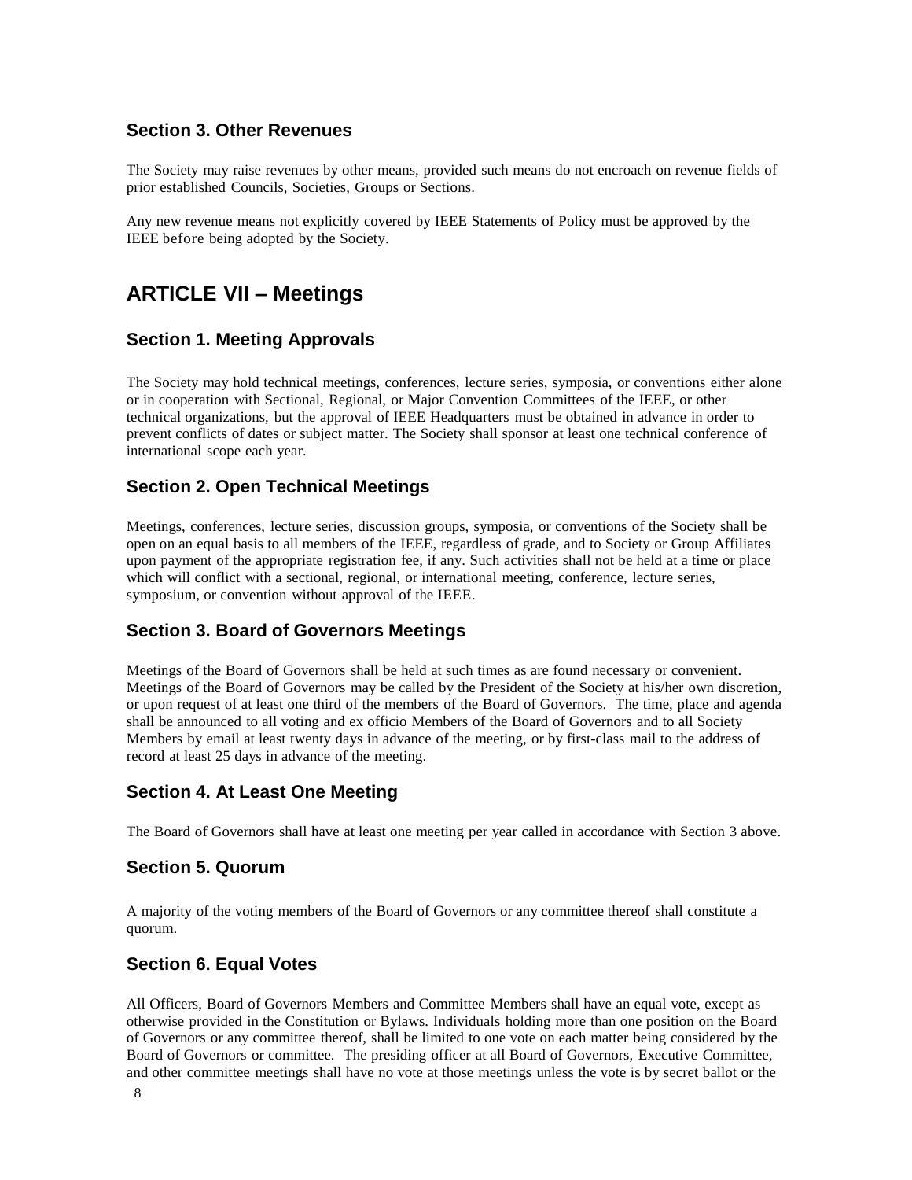### Section 3. Other Revenues

The Society may raise revenues by other means, provided such means do not encroach on revenue fields of prior established Councils, Societies, Groups or Sections.

Any new revenue means not explicitly covered by IEEE Statements of Policy must be approved by the IEEE before being adopted by the Society.

## ARTICLE VII – Meetings

### Section 1. Meeting Approvals

The Society may hold technical meetings, conferences, lecture series, symposia, or conventions either alone or in cooperation with Sectional, Regional, or Major Convention Committees of the IEEE, or other technical organizations, but the approval of IEEE Headquarters must be obtained in advance in order to prevent conflicts of dates or subject matter. The Society shall sponsor at least one technical conference of international scope each year.

### Section 2. Open Technical Meetings

Meetings, conferences, lecture series, discussion groups, symposia, or conventions of the Society shall be open on an equal basis to all members of the IEEE, regardless of grade, and to Society or Group Affiliates upon payment of the appropriate registration fee, if any. Such activities shall not be held at a time or place which will conflict with a sectional, regional, or international meeting, conference, lecture series, symposium, or convention without approval of the IEEE.

### Section 3. Board of Governors Meetings

Meetings of the Board of Governors shall be held at such times as are found necessary or convenient. Meetings of the Board of Governors may be called by the President of the Society at his/her own discretion, or upon request of at least one third of the members of the Board of Governors. The time, place and agenda shall be announced to all voting and ex officio Members of the Board of Governors and to all Society Members by email at least twenty days in advance of the meeting, or by first-class mail to the address of record at least 25 days in advance of the meeting.

### Section 4. At Least One Meeting

The Board of Governors shall have at least one meeting per year called in accordance with Section 3 above.

### Section 5. Quorum

A majority of the voting members of the Board of Governors or any committee thereof shall constitute a quorum.

### Section 6. Equal Votes

All Officers, Board of Governors Members and Committee Members shall have an equal vote, except as otherwise provided in the Constitution or Bylaws. Individuals holding more than one position on the Board of Governors or any committee thereof, shall be limited to one vote on each matter being considered by the Board of Governors or committee. The presiding officer at all Board of Governors, Executive Committee, and other committee meetings shall have no vote at those meetings unless the vote is by secret ballot or the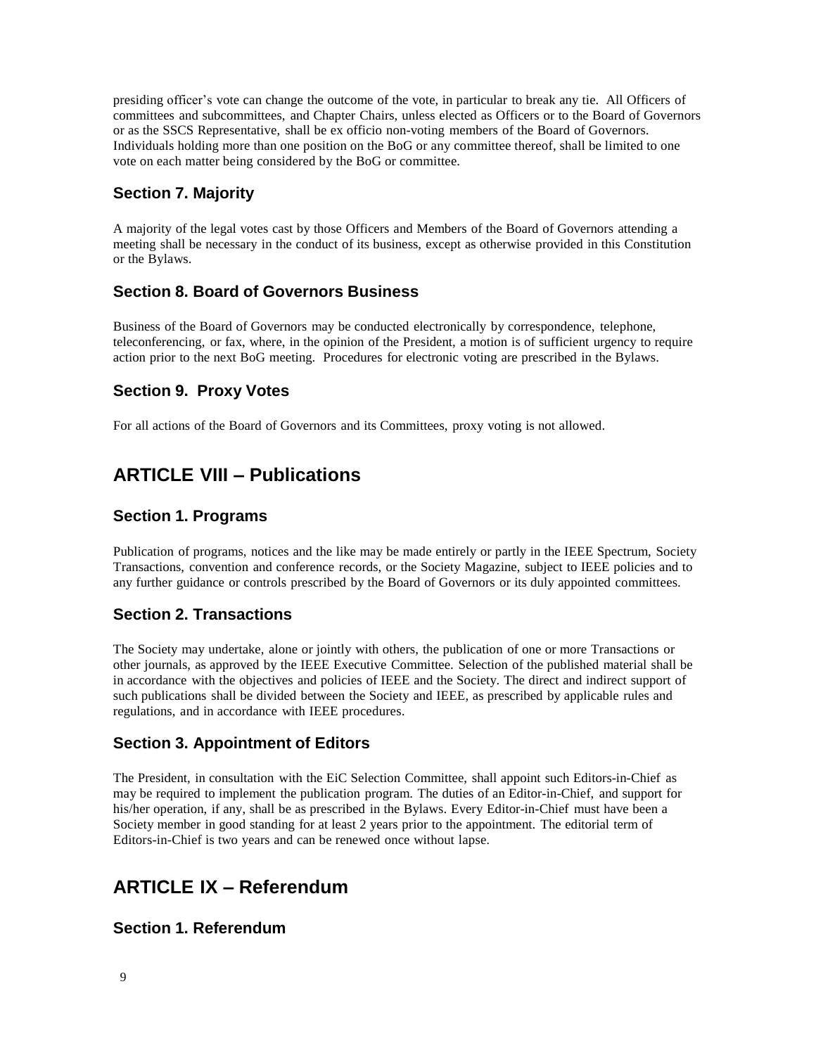presiding officer's vote can change the outcome of the vote, in particular to break any tie. All Officers of committees and subcommittees, and Chapter Chairs, unless elected as Officers or to the Board of Governors or as the SSCS Representative, shall be ex officio non-voting members of the Board of Governors. Individuals holding more than one position on the BoG or any committee thereof, shall be limited to one vote on each matter being considered by the BoG or committee.

### Section 7. Majority

A majority of the legal votes cast by those Officers and Members of the Board of Governors attending a meeting shall be necessary in the conduct of its business, except as otherwise provided in this Constitution or the Bylaws.

### Section 8. Board of Governors Business

Business of the Board of Governors may be conducted electronically by correspondence, telephone, teleconferencing, or fax, where, in the opinion of the President, a motion is of sufficient urgency to require action prior to the next BoG meeting. Procedures for electronic voting are prescribed in the Bylaws.

### Section 9. Proxy Votes

For all actions of the Board of Governors and its Committees, proxy voting is not allowed.

## ARTICLE VIII – Publications

### Section 1. Programs

Publication of programs, notices and the like may be made entirely or partly in the IEEE Spectrum, Society Transactions, convention and conference records, or the Society Magazine, subject to IEEE policies and to any further guidance or controls prescribed by the Board of Governors or its duly appointed committees.

### Section 2. Transactions

The Society may undertake, alone or jointly with others, the publication of one or more Transactions or other journals, as approved by the IEEE Executive Committee. Selection of the published material shall be in accordance with the objectives and policies of IEEE and the Society. The direct and indirect support of such publications shall be divided between the Society and IEEE, as prescribed by applicable rules and regulations, and in accordance with IEEE procedures.

### Section 3. Appointment of Editors

The President, in consultation with the EiC Selection Committee, shall appoint such Editors-in-Chief as may be required to implement the publication program. The duties of an Editor-in-Chief, and support for his/her operation, if any, shall be as prescribed in the Bylaws. Every Editor-in-Chief must have been a Society member in good standing for at least 2 years prior to the appointment. The editorial term of Editors-in-Chief is two years and can be renewed once without lapse.

## ARTICLE IX – Referendum

### Section 1. Referendum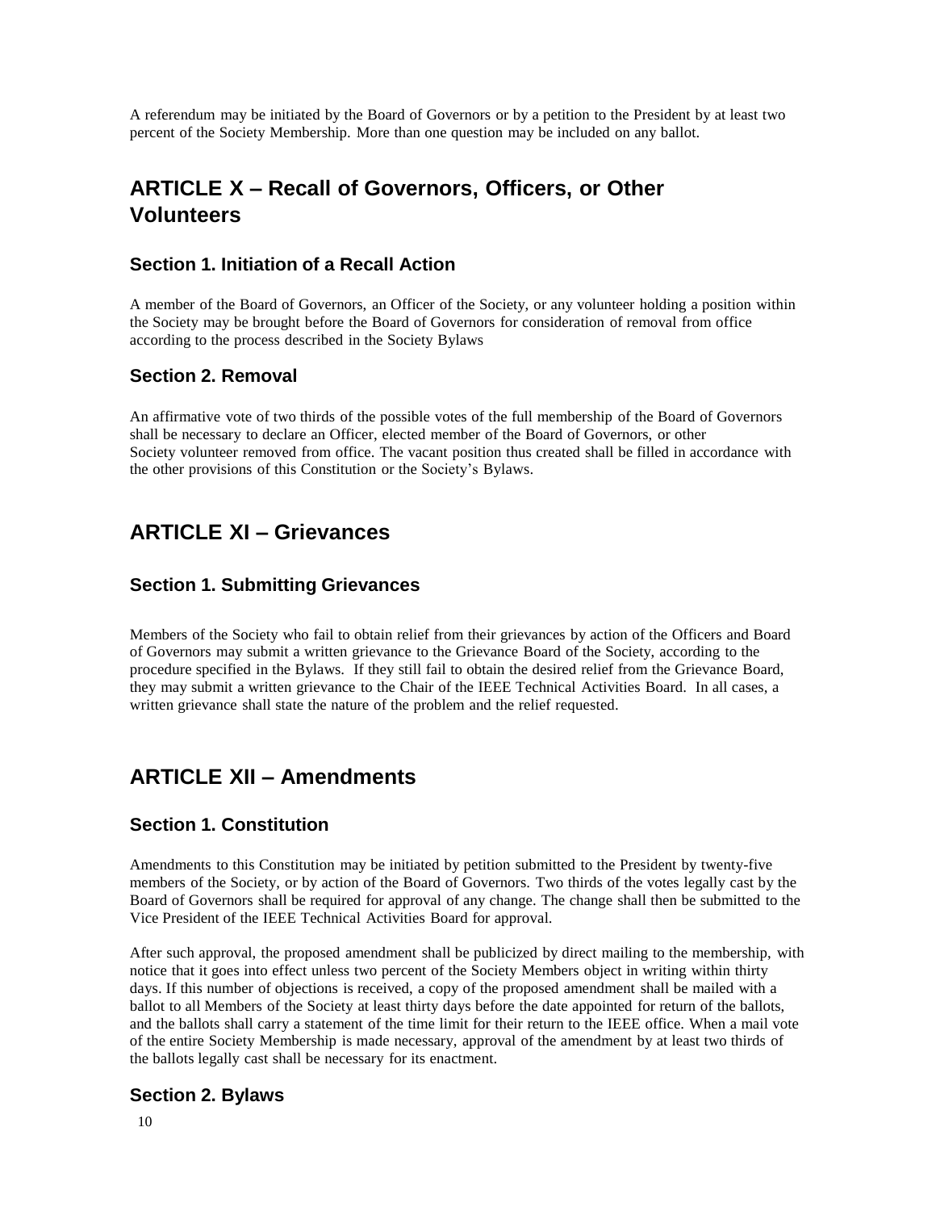A referendum may be initiated by the Board of Governors or by a petition to the President by at least two percent of the Society Membership. More than one question may be included on any ballot.

## ARTICLE X – Recall of Governors, Officers, or Other Volunteers

### Section 1. Initiation of a Recall Action

A member of the Board of Governors, an Officer of the Society, or any volunteer holding a position within the Society may be brought before the Board of Governors for consideration of removal from office according to the process described in the Society Bylaws

### Section 2. Removal

An affirmative vote of two thirds of the possible votes of the full membership of the Board of Governors shall be necessary to declare an Officer, elected member of the Board of Governors, or other Society volunteer removed from office. The vacant position thus created shall be filled in accordance with the other provisions of this Constitution or the Society's Bylaws.

## ARTICLE XI – Grievances

### Section 1. Submitting Grievances

Members of the Society who fail to obtain relief from their grievances by action of the Officers and Board of Governors may submit a written grievance to the Grievance Board of the Society, according to the procedure specified in the Bylaws. If they still fail to obtain the desired relief from the Grievance Board, they may submit a written grievance to the Chair of the IEEE Technical Activities Board. In all cases, a written grievance shall state the nature of the problem and the relief requested.

## ARTICLE XII – Amendments

### Section 1. Constitution

Amendments to this Constitution may be initiated by petition submitted to the President by twenty-five members of the Society, or by action of the Board of Governors. Two thirds of the votes legally cast by the Board of Governors shall be required for approval of any change. The change shall then be submitted to the Vice President of the IEEE Technical Activities Board for approval.

After such approval, the proposed amendment shall be publicized by direct mailing to the membership, with notice that it goes into effect unless two percent of the Society Members object in writing within thirty days. If this number of objections is received, a copy of the proposed amendment shall be mailed with a ballot to all Members of the Society at least thirty days before the date appointed for return of the ballots, and the ballots shall carry a statement of the time limit for their return to the IEEE office. When a mail vote of the entire Society Membership is made necessary, approval of the amendment by at least two thirds of the ballots legally cast shall be necessary for its enactment.

### Section 2. Bylaws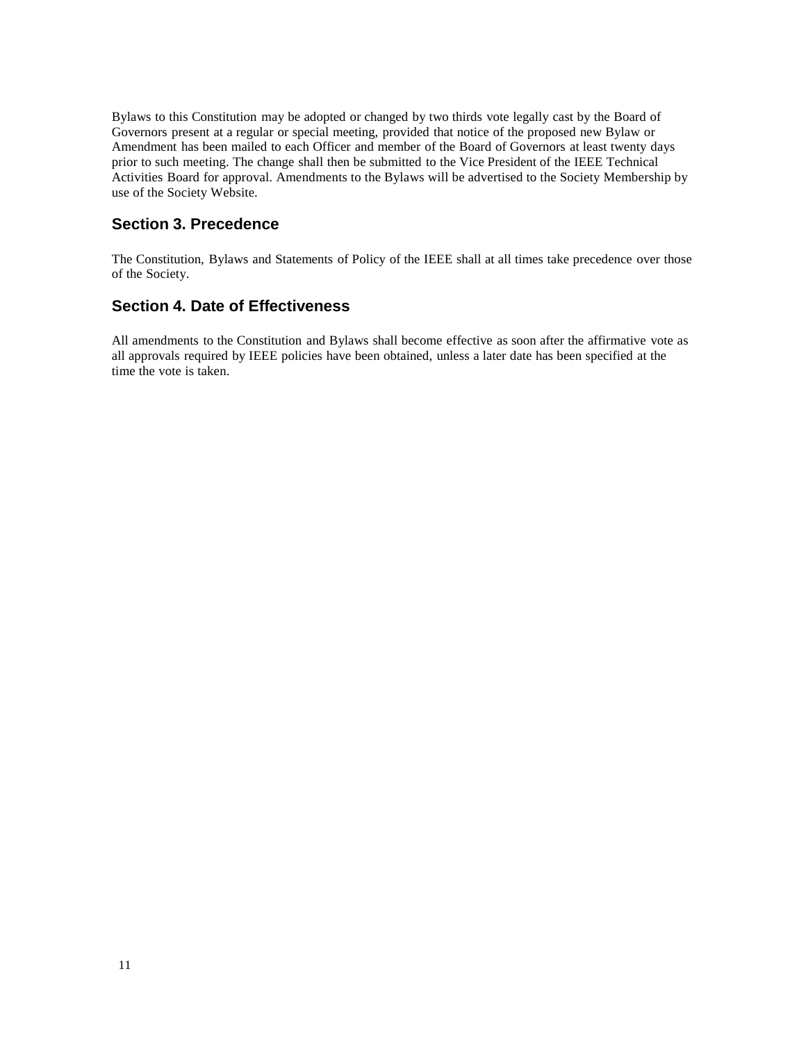Bylaws to this Constitution may be adopted or changed by two thirds vote legally cast by the Board of Governors present at a regular or special meeting, provided that notice of the proposed new Bylaw or Amendment has been mailed to each Officer and member of the Board of Governors at least twenty days prior to such meeting. The change shall then be submitted to the Vice President of the IEEE Technical Activities Board for approval. Amendments to the Bylaws will be advertised to the Society Membership by use of the Society Website.

## Section 3. Precedence

The Constitution, Bylaws and Statements of Policy of the IEEE shall at all times take precedence over those of the Society.

## Section 4. Date of Effectiveness

All amendments to the Constitution and Bylaws shall become effective as soon after the affirmative vote as all approvals required by IEEE policies have been obtained, unless a later date has been specified at the time the vote is taken.